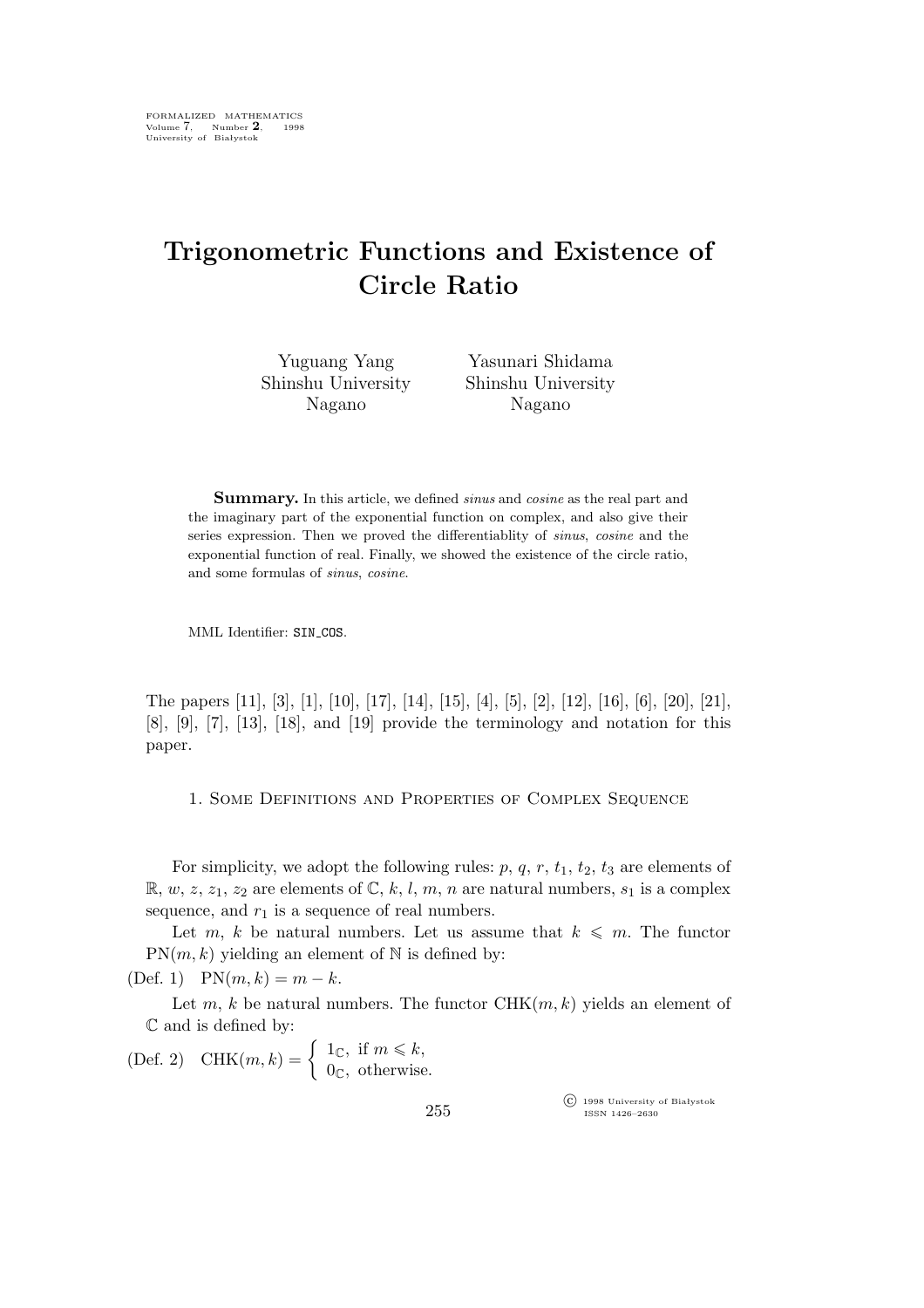# Trigonometric Functions and Existence of Circle Ratio

Yuguang Yang
Shinshu University
Nagano

Yasunari Shidama
Shinshu University
Nagano

**Summary.** In this article, we defined *sinus* and *cosine* as the real part and the imaginary part of the exponential function on complex, and also give their series expression. Then we proved the differentiablity of *sinus*, *cosine* and the exponential function of real. Finally, we showed the existence of the circle ratio, and some formulas of *sinus*, *cosine*.

MML Identifier: SIN_COS.

The papers [11], [3], [1], [10], [17], [14], [15], [4], [5], [2], [12], [16], [6], [20], [21], [8], [9], [7], [13], [18], and [19] provide the terminology and notation for this paper.

## 1. Some Definitions and Properties of Complex Sequence

For simplicity, we adopt the following rules: $p$, $q$, $r$, $t_1$, $t_2$, $t_3$ are elements of $\mathbb{R}$, $w$, $z$, $z_1$, $z_2$ are elements of $\mathbb{C}$, $k$, $l$, $m$, $n$ are natural numbers, $s_1$ is a complex sequence, and $r_1$ is a sequence of real numbers.

Let $m$, $k$ be natural numbers. Let us assume that $k \leqslant m$. The functor $\mathrm{PN}(m, k)$ yielding an element of $\mathbb{N}$ is defined by:

(Def. 1) $\mathrm{PN}(m, k) = m - k$.

Let $m$, $k$ be natural numbers. The functor $\mathrm{CHK}(m, k)$ yields an element of $\mathbb{C}$ and is defined by:

(Def. 2) $\mathrm{CHK}(m, k) = \begin{cases} 1_{\mathbb{C}}, & \text{if } m \leqslant k, \\ 0_{\mathbb{C}}, & \text{otherwise.} \end{cases}$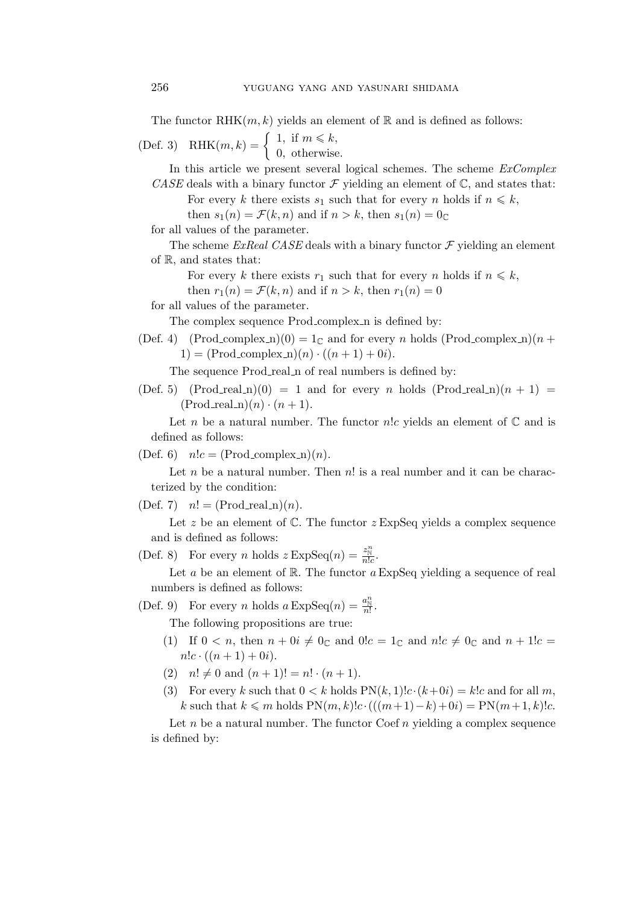The functor $\mathrm{RHK}(m, k)$ yields an element of $\mathbb{R}$ and is defined as follows:

(Def. 3) $\mathrm{RHK}(m, k) = \begin{cases} 1, & \text{if } m \leqslant k, \\ 0, & \text{otherwise.} \end{cases}$

In this article we present several logical schemes. The scheme *ExComplex CASE* deals with a binary functor $\mathcal{F}$ yielding an element of $\mathbb{C}$, and states that:

For every $k$ there exists $s_1$ such that for every $n$ holds if $n \leqslant k$, then $s_1(n) = \mathcal{F}(k, n)$ and if $n > k$, then $s_1(n) = 0_{\mathbb{C}}$

for all values of the parameter.

The scheme *ExReal CASE* deals with a binary functor $\mathcal{F}$ yielding an element of $\mathbb{R}$, and states that:

For every $k$ there exists $r_1$ such that for every $n$ holds if $n \leqslant k$, then $r_1(n) = \mathcal{F}(k, n)$ and if $n > k$, then $r_1(n) = 0$

for all values of the parameter.

The complex sequence Prod_complex_n is defined by:

(Def. 4) $(\mathrm{Prod\_complex\_n})(0) = 1_{\mathbb{C}}$ and for every $n$ holds $(\mathrm{Prod\_complex\_n})(n + 1) = (\mathrm{Prod\_complex\_n})(n) \cdot ((n + 1) + 0i)$.

The sequence Prod_real_n of real numbers is defined by:

(Def. 5) $(\mathrm{Prod\_real\_n})(0) = 1$ and for every $n$ holds $(\mathrm{Prod\_real\_n})(n + 1) = (\mathrm{Prod\_real\_n})(n) \cdot (n + 1)$.

Let $n$ be a natural number. The functor $n!c$ yields an element of $\mathbb{C}$ and is defined as follows:

(Def. 6) $n!c = (\mathrm{Prod\_complex\_n})(n)$.

Let $n$ be a natural number. Then $n!$ is a real number and it can be characterized by the condition:

(Def. 7) $n! = (\mathrm{Prod\_real\_n})(n)$.

Let $z$ be an element of $\mathbb{C}$. The functor $z\,\mathrm{ExpSeq}$ yields a complex sequence and is defined as follows:

(Def. 8) For every $n$ holds $z\,\mathrm{ExpSeq}(n) = \frac{z^n_{\mathbb{N}}}{n!c}$.

Let $a$ be an element of $\mathbb{R}$. The functor $a\,\mathrm{ExpSeq}$ yielding a sequence of real numbers is defined as follows:

(Def. 9) For every $n$ holds $a\,\mathrm{ExpSeq}(n) = \frac{a^n_{\mathbb{N}}}{n!}$.

The following propositions are true:

(1) If $0 < n$, then $n + 0i \neq 0_{\mathbb{C}}$ and $0!c = 1_{\mathbb{C}}$ and $n!c \neq 0_{\mathbb{C}}$ and $n + 1!c = n!c \cdot ((n + 1) + 0i)$.

(2) $n! \neq 0$ and $(n + 1)! = n! \cdot (n + 1)$.

(3) For every $k$ such that $0 < k$ holds $\mathrm{PN}(k, 1)!c \cdot (k + 0i) = k!c$ and for all $m$, $k$ such that $k \leqslant m$ holds $\mathrm{PN}(m, k)!c \cdot (((m + 1) - k) + 0i) = \mathrm{PN}(m + 1, k)!c$.

Let $n$ be a natural number. The functor $\mathrm{Coef}\,n$ yielding a complex sequence is defined by: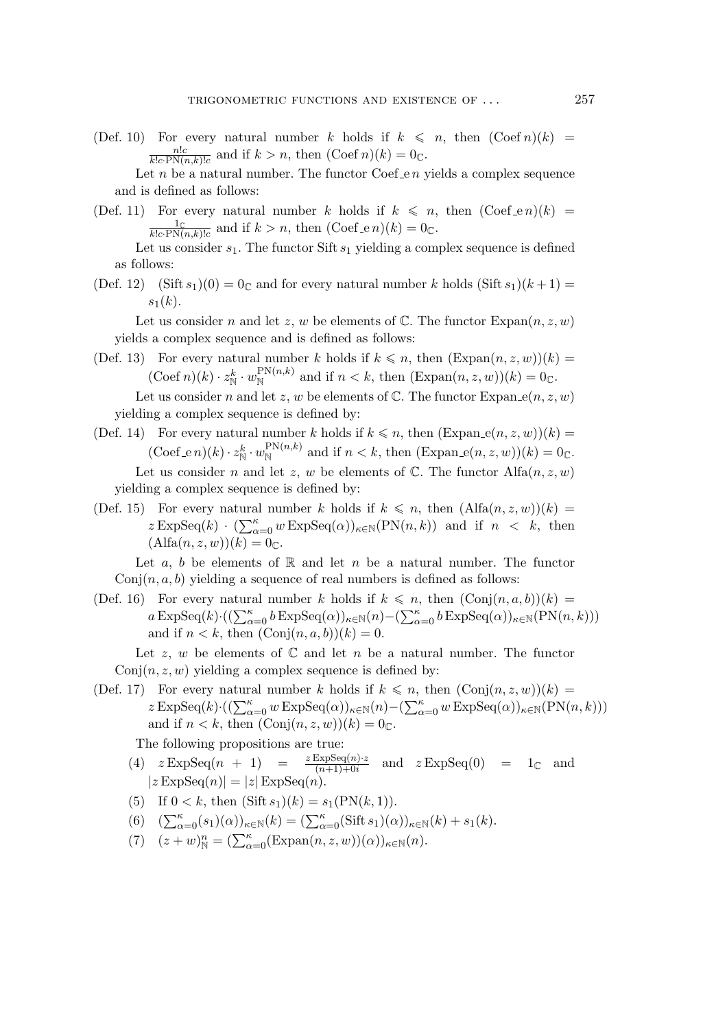(Def. 10) For every natural number $k$ holds if $k \leqslant n$, then $(\mathrm{Coef}\, n)(k) = \frac{n!_{\mathbb{C}}}{k!_{\mathbb{C}} \cdot \mathrm{PN}(n,k)!_{\mathbb{C}}}$ and if $k > n$, then $(\mathrm{Coef}\, n)(k) = 0_{\mathbb{C}}$.

Let $n$ be a natural number. The functor Coef_e $n$ yields a complex sequence and is defined as follows:

(Def. 11) For every natural number $k$ holds if $k \leqslant n$, then $(\mathrm{Coef\_e}\, n)(k) = \frac{1_{\mathbb{C}}}{k!_{\mathbb{C}} \cdot \mathrm{PN}(n,k)!_{\mathbb{C}}}$ and if $k > n$, then $(\mathrm{Coef\_e}\, n)(k) = 0_{\mathbb{C}}$.

Let us consider $s_1$. The functor Sift $s_1$ yielding a complex sequence is defined as follows:

(Def. 12) $(\mathrm{Sift}\, s_1)(0) = 0_{\mathbb{C}}$ and for every natural number $k$ holds $(\mathrm{Sift}\, s_1)(k+1) = s_1(k)$.

Let us consider $n$ and let $z$, $w$ be elements of $\mathbb{C}$. The functor $\mathrm{Expan}(n, z, w)$ yields a complex sequence and is defined as follows:

(Def. 13) For every natural number $k$ holds if $k \leqslant n$, then $(\mathrm{Expan}(n, z, w))(k) = (\mathrm{Coef}\, n)(k) \cdot z_{\mathbb{N}}^{k} \cdot w_{\mathbb{N}}^{\mathrm{PN}(n,k)}$ and if $n < k$, then $(\mathrm{Expan}(n, z, w))(k) = 0_{\mathbb{C}}$.

Let us consider $n$ and let $z$, $w$ be elements of $\mathbb{C}$. The functor $\mathrm{Expan\_e}(n, z, w)$ yielding a complex sequence is defined by:

(Def. 14) For every natural number $k$ holds if $k \leqslant n$, then $(\mathrm{Expan\_e}(n, z, w))(k) = (\mathrm{Coef\_e}\, n)(k) \cdot z_{\mathbb{N}}^{k} \cdot w_{\mathbb{N}}^{\mathrm{PN}(n,k)}$ and if $n < k$, then $(\mathrm{Expan\_e}(n, z, w))(k) = 0_{\mathbb{C}}$.

Let us consider $n$ and let $z$, $w$ be elements of $\mathbb{C}$. The functor $\mathrm{Alfa}(n, z, w)$ yielding a complex sequence is defined by:

(Def. 15) For every natural number $k$ holds if $k \leqslant n$, then $(\mathrm{Alfa}(n, z, w))(k) = z\,\mathrm{ExpSeq}(k) \cdot (\sum_{\alpha=0}^{\kappa} w\,\mathrm{ExpSeq}(\alpha))_{\kappa \in \mathbb{N}}(\mathrm{PN}(n, k))$ and if $n < k$, then $(\mathrm{Alfa}(n, z, w))(k) = 0_{\mathbb{C}}$.

Let $a$, $b$ be elements of $\mathbb{R}$ and let $n$ be a natural number. The functor $\mathrm{Conj}(n, a, b)$ yielding a sequence of real numbers is defined as follows:

(Def. 16) For every natural number $k$ holds if $k \leqslant n$, then $(\mathrm{Conj}(n, a, b))(k) = a\,\mathrm{ExpSeq}(k) \cdot ((\sum_{\alpha=0}^{\kappa} b\,\mathrm{ExpSeq}(\alpha))_{\kappa \in \mathbb{N}}(n) - (\sum_{\alpha=0}^{\kappa} b\,\mathrm{ExpSeq}(\alpha))_{\kappa \in \mathbb{N}}(\mathrm{PN}(n, k)))$ and if $n < k$, then $(\mathrm{Conj}(n, a, b))(k) = 0$.

Let $z$, $w$ be elements of $\mathbb{C}$ and let $n$ be a natural number. The functor $\mathrm{Conj}(n, z, w)$ yielding a complex sequence is defined by:

(Def. 17) For every natural number $k$ holds if $k \leqslant n$, then $(\mathrm{Conj}(n, z, w))(k) = z\,\mathrm{ExpSeq}(k) \cdot ((\sum_{\alpha=0}^{\kappa} w\,\mathrm{ExpSeq}(\alpha))_{\kappa \in \mathbb{N}}(n) - (\sum_{\alpha=0}^{\kappa} w\,\mathrm{ExpSeq}(\alpha))_{\kappa \in \mathbb{N}}(\mathrm{PN}(n, k)))$ and if $n < k$, then $(\mathrm{Conj}(n, z, w))(k) = 0_{\mathbb{C}}$.

The following propositions are true:

(4) $z\,\mathrm{ExpSeq}(n+1) = \frac{z\,\mathrm{ExpSeq}(n) \cdot z}{(n+1)+0i}$ and $z\,\mathrm{ExpSeq}(0) = 1_{\mathbb{C}}$ and $|z\,\mathrm{ExpSeq}(n)| = |z|\,\mathrm{ExpSeq}(n)$.

(5) If $0 < k$, then $(\mathrm{Sift}\, s_1)(k) = s_1(\mathrm{PN}(k, 1))$.

(6) $(\sum_{\alpha=0}^{\kappa} (s_1)(\alpha))_{\kappa \in \mathbb{N}}(k) = (\sum_{\alpha=0}^{\kappa} (\mathrm{Sift}\, s_1)(\alpha))_{\kappa \in \mathbb{N}}(k) + s_1(k)$.

(7) $(z + w)_{\mathbb{N}}^{n} = (\sum_{\alpha=0}^{\kappa} (\mathrm{Expan}(n, z, w))(\alpha))_{\kappa \in \mathbb{N}}(n)$.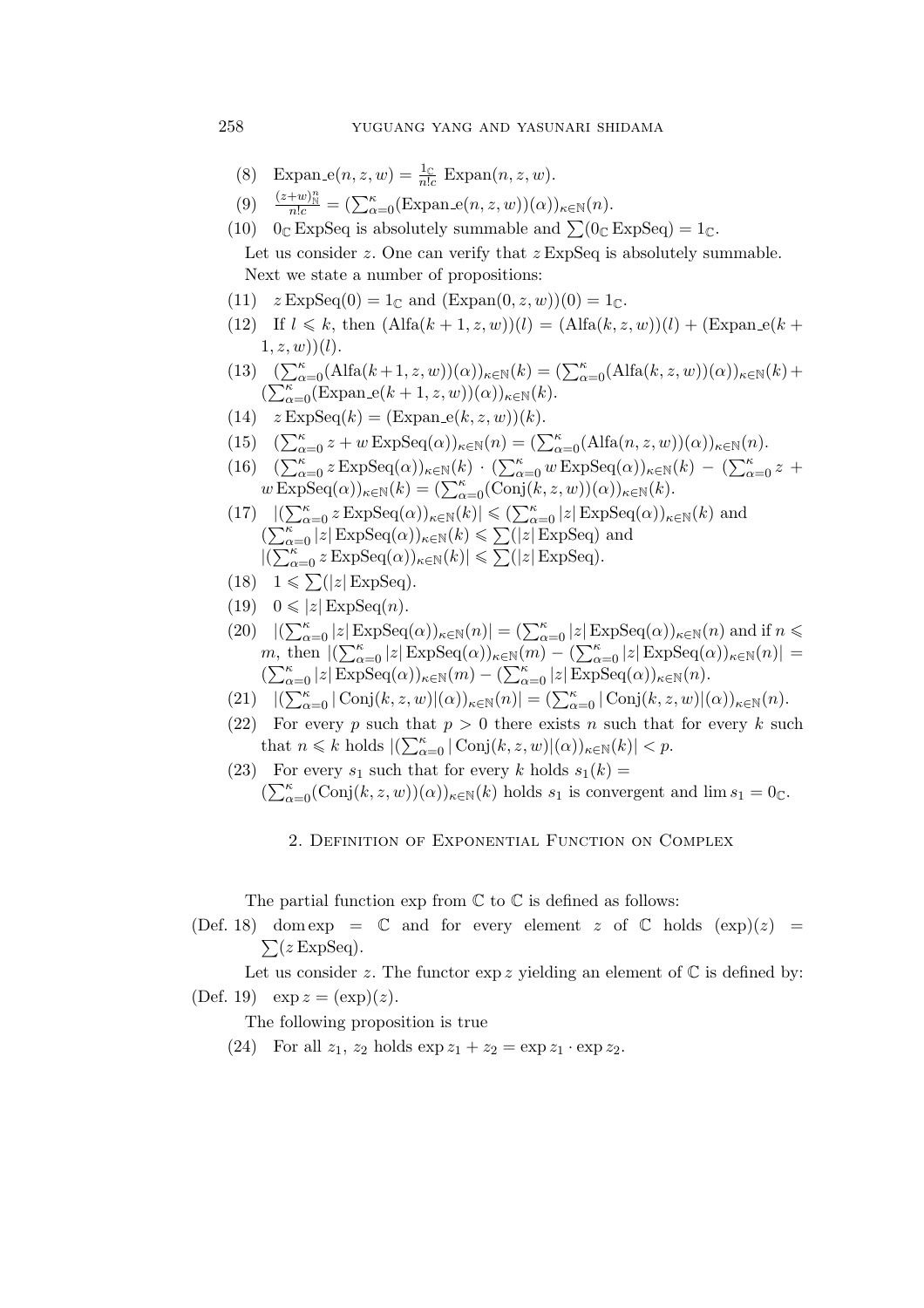(8) $\mathrm{Expan\_e}(n, z, w) = \frac{1_{\mathbb{C}}}{n!c} \mathrm{Expan}(n, z, w)$.

(9) $\frac{(z+w)^n_{\mathbb{N}}}{n!c} = (\sum_{\alpha=0}^{\kappa}(\mathrm{Expan\_e}(n, z, w))(\alpha))_{\kappa \in \mathbb{N}}(n)$.

(10) $0_{\mathbb{C}} \mathrm{ExpSeq}$ is absolutely summable and $\sum(0_{\mathbb{C}} \mathrm{ExpSeq}) = 1_{\mathbb{C}}$.

Let us consider $z$. One can verify that $z \,\mathrm{ExpSeq}$ is absolutely summable.

Next we state a number of propositions:

(11) $z \,\mathrm{ExpSeq}(0) = 1_{\mathbb{C}}$ and $(\mathrm{Expan}(0, z, w))(0) = 1_{\mathbb{C}}$.

(12) If $l \leqslant k$, then $(\mathrm{Alfa}(k+1, z, w))(l) = (\mathrm{Alfa}(k, z, w))(l) + (\mathrm{Expan\_e}(k+1, z, w))(l)$.

(13) $(\sum_{\alpha=0}^{\kappa}(\mathrm{Alfa}(k+1, z, w))(\alpha))_{\kappa \in \mathbb{N}}(k) = (\sum_{\alpha=0}^{\kappa}(\mathrm{Alfa}(k, z, w))(\alpha))_{\kappa \in \mathbb{N}}(k) + (\sum_{\alpha=0}^{\kappa}(\mathrm{Expan\_e}(k+1, z, w))(\alpha))_{\kappa \in \mathbb{N}}(k)$.

(14) $z \,\mathrm{ExpSeq}(k) = (\mathrm{Expan\_e}(k, z, w))(k)$.

(15) $(\sum_{\alpha=0}^{\kappa} z + w \,\mathrm{ExpSeq}(\alpha))_{\kappa \in \mathbb{N}}(n) = (\sum_{\alpha=0}^{\kappa}(\mathrm{Alfa}(n, z, w))(\alpha))_{\kappa \in \mathbb{N}}(n)$.

(16) $(\sum_{\alpha=0}^{\kappa} z \,\mathrm{ExpSeq}(\alpha))_{\kappa \in \mathbb{N}}(k) \cdot (\sum_{\alpha=0}^{\kappa} w \,\mathrm{ExpSeq}(\alpha))_{\kappa \in \mathbb{N}}(k) - (\sum_{\alpha=0}^{\kappa} z + w \,\mathrm{ExpSeq}(\alpha))_{\kappa \in \mathbb{N}}(k) = (\sum_{\alpha=0}^{\kappa}(\mathrm{Conj}(k, z, w))(\alpha))_{\kappa \in \mathbb{N}}(k)$.

(17) $|(\sum_{\alpha=0}^{\kappa} z \,\mathrm{ExpSeq}(\alpha))_{\kappa \in \mathbb{N}}(k)| \leqslant (\sum_{\alpha=0}^{\kappa} |z| \,\mathrm{ExpSeq}(\alpha))_{\kappa \in \mathbb{N}}(k)$ and $(\sum_{\alpha=0}^{\kappa} |z| \,\mathrm{ExpSeq}(\alpha))_{\kappa \in \mathbb{N}}(k) \leqslant \sum(|z| \,\mathrm{ExpSeq})$ and $|(\sum_{\alpha=0}^{\kappa} z \,\mathrm{ExpSeq}(\alpha))_{\kappa \in \mathbb{N}}(k)| \leqslant \sum(|z| \,\mathrm{ExpSeq})$.

(18) $1 \leqslant \sum(|z| \,\mathrm{ExpSeq})$.

(19) $0 \leqslant |z| \,\mathrm{ExpSeq}(n)$.

(20) $|(\sum_{\alpha=0}^{\kappa} |z| \,\mathrm{ExpSeq}(\alpha))_{\kappa \in \mathbb{N}}(n)| = (\sum_{\alpha=0}^{\kappa} |z| \,\mathrm{ExpSeq}(\alpha))_{\kappa \in \mathbb{N}}(n)$ and if $n \leqslant m$, then $|(\sum_{\alpha=0}^{\kappa} |z| \,\mathrm{ExpSeq}(\alpha))_{\kappa \in \mathbb{N}}(m) - (\sum_{\alpha=0}^{\kappa} |z| \,\mathrm{ExpSeq}(\alpha))_{\kappa \in \mathbb{N}}(n)| = (\sum_{\alpha=0}^{\kappa} |z| \,\mathrm{ExpSeq}(\alpha))_{\kappa \in \mathbb{N}}(m) - (\sum_{\alpha=0}^{\kappa} |z| \,\mathrm{ExpSeq}(\alpha))_{\kappa \in \mathbb{N}}(n)$.

(21) $|(\sum_{\alpha=0}^{\kappa} |\mathrm{Conj}(k, z, w)|(\alpha))_{\kappa \in \mathbb{N}}(n)| = (\sum_{\alpha=0}^{\kappa} |\mathrm{Conj}(k, z, w)|(\alpha))_{\kappa \in \mathbb{N}}(n)$.

(22) For every $p$ such that $p > 0$ there exists $n$ such that for every $k$ such that $n \leqslant k$ holds $|(\sum_{\alpha=0}^{\kappa} |\mathrm{Conj}(k, z, w)|(\alpha))_{\kappa \in \mathbb{N}}(k)| < p$.

(23) For every $s_1$ such that for every $k$ holds $s_1(k) = (\sum_{\alpha=0}^{\kappa}(\mathrm{Conj}(k, z, w))(\alpha))_{\kappa \in \mathbb{N}}(k)$ holds $s_1$ is convergent and $\lim s_1 = 0_{\mathbb{C}}$.

## 2. Definition of Exponential Function on Complex

The partial function exp from $\mathbb{C}$ to $\mathbb{C}$ is defined as follows:

(Def. 18) $\mathrm{dom} \exp = \mathbb{C}$ and for every element $z$ of $\mathbb{C}$ holds $(\exp)(z) = \sum(z \,\mathrm{ExpSeq})$.

Let us consider $z$. The functor $\exp z$ yielding an element of $\mathbb{C}$ is defined by:

(Def. 19) $\exp z = (\exp)(z)$.

The following proposition is true

(24) For all $z_1$, $z_2$ holds $\exp z_1 + z_2 = \exp z_1 \cdot \exp z_2$.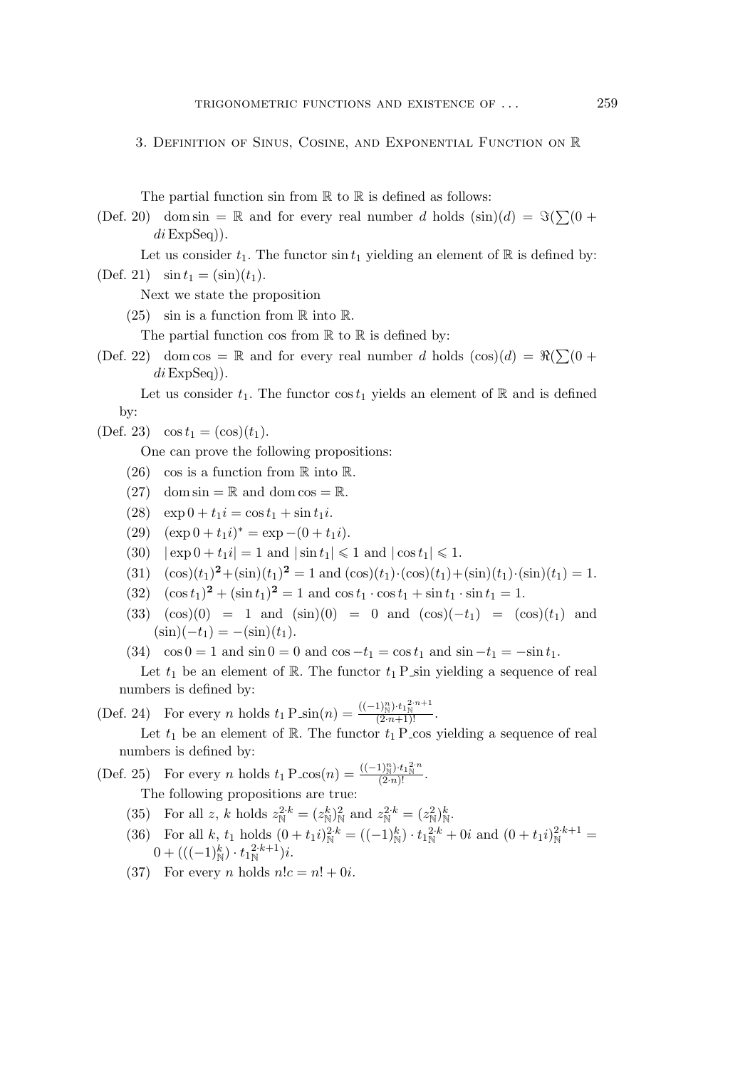## 3. Definition of Sinus, Cosine, and Exponential Function on $\mathbb{R}$

The partial function sin from $\mathbb{R}$ to $\mathbb{R}$ is defined as follows:

(Def. 20) dom sin $= \mathbb{R}$ and for every real number $d$ holds $(\sin)(d) = \Im(\sum(0 + d i \,\text{ExpSeq}))$.

Let us consider $t_1$. The functor $\sin t_1$ yielding an element of $\mathbb{R}$ is defined by:

(Def. 21) $\sin t_1 = (\sin)(t_1)$.

Next we state the proposition

(25) sin is a function from $\mathbb{R}$ into $\mathbb{R}$.

The partial function cos from $\mathbb{R}$ to $\mathbb{R}$ is defined by:

(Def. 22) dom cos $= \mathbb{R}$ and for every real number $d$ holds $(\cos)(d) = \Re(\sum(0 + d i \,\text{ExpSeq}))$.

Let us consider $t_1$. The functor $\cos t_1$ yields an element of $\mathbb{R}$ and is defined by:

(Def. 23) $\cos t_1 = (\cos)(t_1)$.

One can prove the following propositions:

(26) cos is a function from $\mathbb{R}$ into $\mathbb{R}$.

(27) dom sin $= \mathbb{R}$ and dom cos $= \mathbb{R}$.

(28) $\exp 0 + t_1 i = \cos t_1 + \sin t_1 i$.

(29) $(\exp 0 + t_1 i)^{*} = \exp -(0 + t_1 i)$.

(30) $|\exp 0 + t_1 i| = 1$ and $|\sin t_1| \leqslant 1$ and $|\cos t_1| \leqslant 1$.

(31) $(\cos)(t_1)^{\mathbf{2}} + (\sin)(t_1)^{\mathbf{2}} = 1$ and $(\cos)(t_1) \cdot (\cos)(t_1) + (\sin)(t_1) \cdot (\sin)(t_1) = 1$.

(32) $(\cos t_1)^{\mathbf{2}} + (\sin t_1)^{\mathbf{2}} = 1$ and $\cos t_1 \cdot \cos t_1 + \sin t_1 \cdot \sin t_1 = 1$.

(33) $(\cos)(0) = 1$ and $(\sin)(0) = 0$ and $(\cos)(-t_1) = (\cos)(t_1)$ and $(\sin)(-t_1) = -(\sin)(t_1)$.

(34) $\cos 0 = 1$ and $\sin 0 = 0$ and $\cos -t_1 = \cos t_1$ and $\sin -t_1 = -\sin t_1$.

Let $t_1$ be an element of $\mathbb{R}$. The functor $t_1$ P_sin yielding a sequence of real numbers is defined by:

(Def. 24) For every $n$ holds $t_1 \,\text{P\_sin}(n) = \frac{((-1)^{n}_{\mathbb{N}}) \cdot {t_1}^{2 \cdot n+1}_{\mathbb{N}}}{(2 \cdot n+1)!}$.

Let $t_1$ be an element of $\mathbb{R}$. The functor $t_1$ P_cos yielding a sequence of real numbers is defined by:

(Def. 25) For every $n$ holds $t_1 \,\text{P\_cos}(n) = \frac{((-1)^{n}_{\mathbb{N}}) \cdot {t_1}^{2 \cdot n}_{\mathbb{N}}}{(2 \cdot n)!}$.

The following propositions are true:

(35) For all $z$, $k$ holds $z^{2 \cdot k}_{\mathbb{N}} = (z^{k}_{\mathbb{N}})^{2}_{\mathbb{N}}$ and $z^{2 \cdot k}_{\mathbb{N}} = (z^{2}_{\mathbb{N}})^{k}_{\mathbb{N}}$.

(36) For all $k$, $t_1$ holds $(0 + t_1 i)^{2 \cdot k}_{\mathbb{N}} = ((-1)^{k}_{\mathbb{N}}) \cdot {t_1}^{2 \cdot k}_{\mathbb{N}} + 0i$ and $(0 + t_1 i)^{2 \cdot k+1}_{\mathbb{N}} = 0 + (((-1)^{k}_{\mathbb{N}}) \cdot {t_1}^{2 \cdot k+1}_{\mathbb{N}})i$.

(37) For every $n$ holds $n!c = n! + 0i$.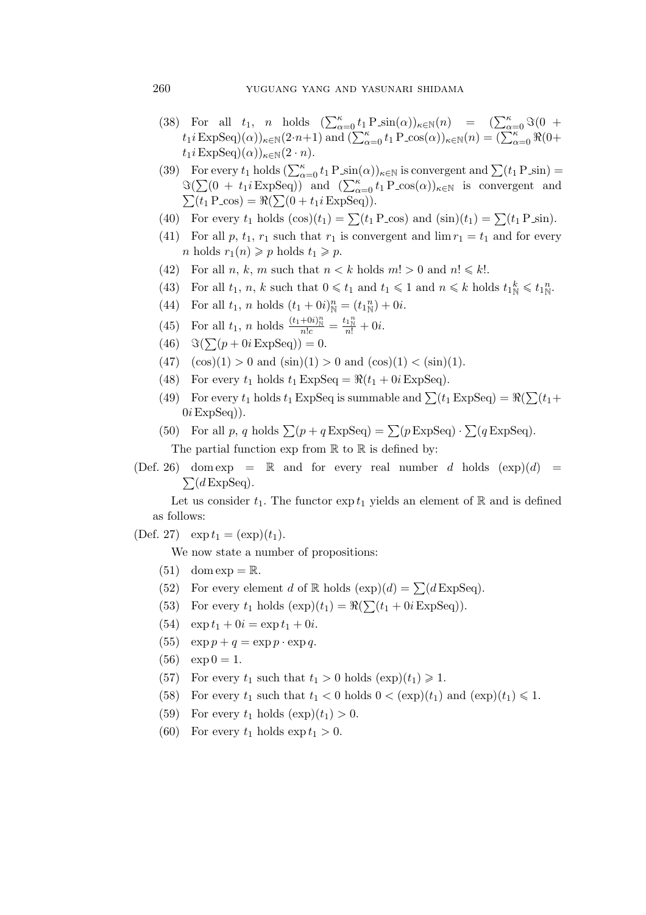(38) For all $t_1$, $n$ holds $(\sum_{\alpha=0}^{\kappa} t_1 \, \mathrm{P\_sin}(\alpha))_{\kappa \in \mathbb{N}}(n) = (\sum_{\alpha=0}^{\kappa} \Im(0 + t_1 i \, \mathrm{ExpSeq})(\alpha))_{\kappa \in \mathbb{N}}(2 \cdot n+1)$ and $(\sum_{\alpha=0}^{\kappa} t_1 \, \mathrm{P\_cos}(\alpha))_{\kappa \in \mathbb{N}}(n) = (\sum_{\alpha=0}^{\kappa} \Re(0+ t_1 i \, \mathrm{ExpSeq})(\alpha))_{\kappa \in \mathbb{N}}(2 \cdot n)$.

(39) For every $t_1$ holds $(\sum_{\alpha=0}^{\kappa} t_1 \, \mathrm{P\_sin}(\alpha))_{\kappa \in \mathbb{N}}$ is convergent and $\sum(t_1 \, \mathrm{P\_sin}) = \Im(\sum(0 + t_1 i \, \mathrm{ExpSeq}))$ and $(\sum_{\alpha=0}^{\kappa} t_1 \, \mathrm{P\_cos}(\alpha))_{\kappa \in \mathbb{N}}$ is convergent and $\sum(t_1 \, \mathrm{P\_cos}) = \Re(\sum(0 + t_1 i \, \mathrm{ExpSeq}))$.

(40) For every $t_1$ holds $(\cos)(t_1) = \sum(t_1 \, \mathrm{P\_cos})$ and $(\sin)(t_1) = \sum(t_1 \, \mathrm{P\_sin})$.

(41) For all $p$, $t_1$, $r_1$ such that $r_1$ is convergent and $\lim r_1 = t_1$ and for every $n$ holds $r_1(n) \geqslant p$ holds $t_1 \geqslant p$.

(42) For all $n$, $k$, $m$ such that $n < k$ holds $m! > 0$ and $n! \leqslant k!$.

(43) For all $t_1$, $n$, $k$ such that $0 \leqslant t_1$ and $t_1 \leqslant 1$ and $n \leqslant k$ holds ${t_1}^{k}_{\mathbb{N}} \leqslant {t_1}^{n}_{\mathbb{N}}$.

(44) For all $t_1$, $n$ holds $(t_1 + 0i)^{n}_{\mathbb{N}} = ({t_1}^{n}_{\mathbb{N}}) + 0i$.

(45) For all $t_1$, $n$ holds $\frac{(t_1+0i)^{n}_{\mathbb{N}}}{n!c} = \frac{{t_1}^{n}_{\mathbb{N}}}{n!} + 0i$.

(46) $\Im(\sum(p + 0i \, \mathrm{ExpSeq})) = 0$.

(47) $(\cos)(1) > 0$ and $(\sin)(1) > 0$ and $(\cos)(1) < (\sin)(1)$.

(48) For every $t_1$ holds $t_1 \, \mathrm{ExpSeq} = \Re(t_1 + 0i \, \mathrm{ExpSeq})$.

(49) For every $t_1$ holds $t_1 \, \mathrm{ExpSeq}$ is summable and $\sum(t_1 \, \mathrm{ExpSeq}) = \Re(\sum(t_1 + 0i \, \mathrm{ExpSeq}))$.

(50) For all $p$, $q$ holds $\sum(p + q \, \mathrm{ExpSeq}) = \sum(p \, \mathrm{ExpSeq}) \cdot \sum(q \, \mathrm{ExpSeq})$.

The partial function exp from $\mathbb{R}$ to $\mathbb{R}$ is defined by:

(Def. 26) $\mathrm{dom} \exp = \mathbb{R}$ and for every real number $d$ holds $(\exp)(d) = \sum(d \, \mathrm{ExpSeq})$.

Let us consider $t_1$. The functor $\exp t_1$ yields an element of $\mathbb{R}$ and is defined as follows:

(Def. 27) $\exp t_1 = (\exp)(t_1)$.

We now state a number of propositions:

(51) $\mathrm{dom} \exp = \mathbb{R}$.

(52) For every element $d$ of $\mathbb{R}$ holds $(\exp)(d) = \sum(d \, \mathrm{ExpSeq})$.

(53) For every $t_1$ holds $(\exp)(t_1) = \Re(\sum(t_1 + 0i \, \mathrm{ExpSeq}))$.

(54) $\exp t_1 + 0i = \exp t_1 + 0i$.

(55) $\exp p + q = \exp p \cdot \exp q$.

(56) $\exp 0 = 1$.

(57) For every $t_1$ such that $t_1 > 0$ holds $(\exp)(t_1) \geqslant 1$.

(58) For every $t_1$ such that $t_1 < 0$ holds $0 < (\exp)(t_1)$ and $(\exp)(t_1) \leqslant 1$.

(59) For every $t_1$ holds $(\exp)(t_1) > 0$.

(60) For every $t_1$ holds $\exp t_1 > 0$.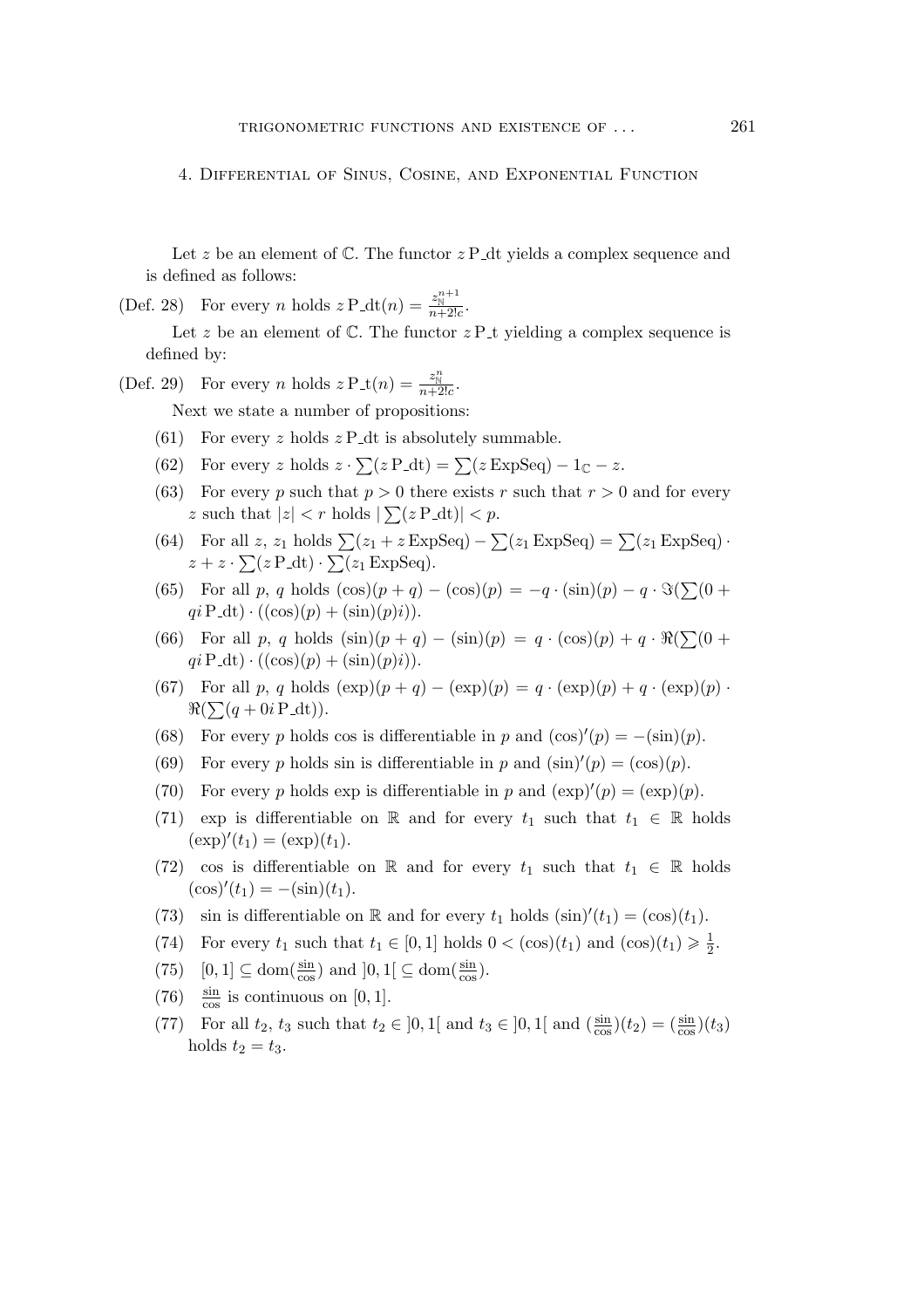## 4. Differential of Sinus, Cosine, and Exponential Function

Let $z$ be an element of $\mathbb{C}$. The functor $z\,\mathrm{P\_dt}$ yields a complex sequence and is defined as follows:

(Def. 28) For every $n$ holds $z\,\mathrm{P\_dt}(n) = \frac{z_{\mathbb{N}}^{n+1}}{n+2!c}$.

Let $z$ be an element of $\mathbb{C}$. The functor $z\,\mathrm{P\_t}$ yielding a complex sequence is defined by:

(Def. 29) For every $n$ holds $z\,\mathrm{P\_t}(n) = \frac{z_{\mathbb{N}}^{n}}{n+2!c}$.

Next we state a number of propositions:

(61) For every $z$ holds $z\,\mathrm{P\_dt}$ is absolutely summable.

(62) For every $z$ holds $z \cdot \sum(z\,\mathrm{P\_dt}) = \sum(z\,\mathrm{ExpSeq}) - 1_{\mathbb{C}} - z$.

(63) For every $p$ such that $p > 0$ there exists $r$ such that $r > 0$ and for every $z$ such that $|z| < r$ holds $|\sum(z\,\mathrm{P\_dt})| < p$.

(64) For all $z$, $z_1$ holds $\sum(z_1 + z\,\mathrm{ExpSeq}) - \sum(z_1\,\mathrm{ExpSeq}) = \sum(z_1\,\mathrm{ExpSeq}) \cdot z + z \cdot \sum(z\,\mathrm{P\_dt}) \cdot \sum(z_1\,\mathrm{ExpSeq})$.

(65) For all $p$, $q$ holds $(\cos)(p + q) - (\cos)(p) = -q \cdot (\sin)(p) - q \cdot \Im(\sum(0 + qi\,\mathrm{P\_dt}) \cdot ((\cos)(p) + (\sin)(p)i))$.

(66) For all $p$, $q$ holds $(\sin)(p + q) - (\sin)(p) = q \cdot (\cos)(p) + q \cdot \Re(\sum(0 + qi\,\mathrm{P\_dt}) \cdot ((\cos)(p) + (\sin)(p)i))$.

(67) For all $p$, $q$ holds $(\exp)(p + q) - (\exp)(p) = q \cdot (\exp)(p) + q \cdot (\exp)(p) \cdot \Re(\sum(q + 0i\,\mathrm{P\_dt}))$.

(68) For every $p$ holds cos is differentiable in $p$ and $(\cos)'(p) = -(\sin)(p)$.

(69) For every $p$ holds sin is differentiable in $p$ and $(\sin)'(p) = (\cos)(p)$.

(70) For every $p$ holds exp is differentiable in $p$ and $(\exp)'(p) = (\exp)(p)$.

(71) exp is differentiable on $\mathbb{R}$ and for every $t_1$ such that $t_1 \in \mathbb{R}$ holds $(\exp)'(t_1) = (\exp)(t_1)$.

(72) cos is differentiable on $\mathbb{R}$ and for every $t_1$ such that $t_1 \in \mathbb{R}$ holds $(\cos)'(t_1) = -(\sin)(t_1)$.

(73) sin is differentiable on $\mathbb{R}$ and for every $t_1$ holds $(\sin)'(t_1) = (\cos)(t_1)$.

(74) For every $t_1$ such that $t_1 \in [0, 1]$ holds $0 < (\cos)(t_1)$ and $(\cos)(t_1) \geqslant \frac{1}{2}$.

(75) $[0, 1] \subseteq \mathrm{dom}(\frac{\sin}{\cos})$ and $]0, 1[ \subseteq \mathrm{dom}(\frac{\sin}{\cos})$.

(76) $\frac{\sin}{\cos}$ is continuous on $[0, 1]$.

(77) For all $t_2$, $t_3$ such that $t_2 \in ]0, 1[$ and $t_3 \in ]0, 1[$ and $(\frac{\sin}{\cos})(t_2) = (\frac{\sin}{\cos})(t_3)$ holds $t_2 = t_3$.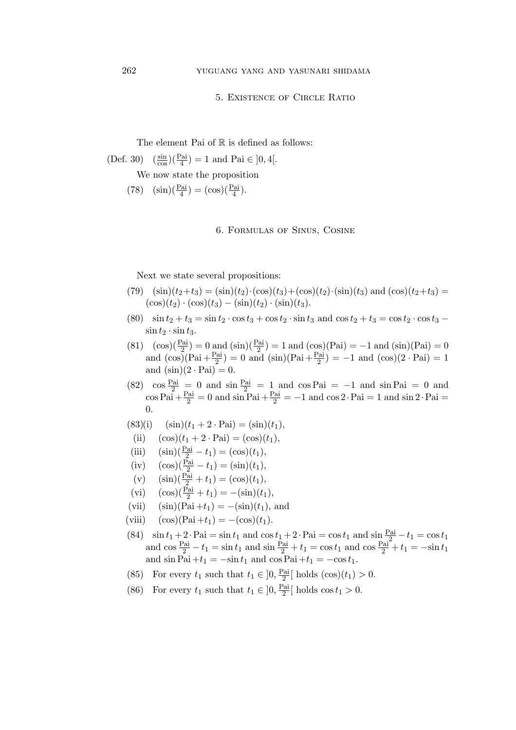## 5. Existence of Circle Ratio

The element Pai of $\mathbb{R}$ is defined as follows:

(Def. 30) $(\frac{\sin}{\cos})(\frac{\text{Pai}}{4}) = 1$ and $\text{Pai} \in ]0, 4[$.

We now state the proposition

(78) $(\sin)(\frac{\text{Pai}}{4}) = (\cos)(\frac{\text{Pai}}{4})$.

## 6. Formulas of Sinus, Cosine

Next we state several propositions:

(79) $(\sin)(t_2+t_3) = (\sin)(t_2)\cdot(\cos)(t_3)+(\cos)(t_2)\cdot(\sin)(t_3)$ and $(\cos)(t_2+t_3) = (\cos)(t_2)\cdot(\cos)(t_3) - (\sin)(t_2)\cdot(\sin)(t_3)$.

(80) $\sin t_2 + t_3 = \sin t_2 \cdot \cos t_3 + \cos t_2 \cdot \sin t_3$ and $\cos t_2 + t_3 = \cos t_2 \cdot \cos t_3 - \sin t_2 \cdot \sin t_3$.

(81) $(\cos)(\frac{\text{Pai}}{2}) = 0$ and $(\sin)(\frac{\text{Pai}}{2}) = 1$ and $(\cos)(\text{Pai}) = -1$ and $(\sin)(\text{Pai}) = 0$ and $(\cos)(\text{Pai}+\frac{\text{Pai}}{2}) = 0$ and $(\sin)(\text{Pai}+\frac{\text{Pai}}{2}) = -1$ and $(\cos)(2\cdot\text{Pai}) = 1$ and $(\sin)(2\cdot\text{Pai}) = 0$.

(82) $\cos\frac{\text{Pai}}{2} = 0$ and $\sin\frac{\text{Pai}}{2} = 1$ and $\cos\text{Pai} = -1$ and $\sin\text{Pai} = 0$ and $\cos\text{Pai}+\frac{\text{Pai}}{2} = 0$ and $\sin\text{Pai}+\frac{\text{Pai}}{2} = -1$ and $\cos 2\cdot\text{Pai} = 1$ and $\sin 2\cdot\text{Pai} = 0$.

(83)(i) $(\sin)(t_1 + 2\cdot\text{Pai}) = (\sin)(t_1)$,

(ii) $(\cos)(t_1 + 2\cdot\text{Pai}) = (\cos)(t_1)$,

(iii) $(\sin)(\frac{\text{Pai}}{2} - t_1) = (\cos)(t_1)$,

(iv) $(\cos)(\frac{\text{Pai}}{2} - t_1) = (\sin)(t_1)$,

(v) $(\sin)(\frac{\text{Pai}}{2} + t_1) = (\cos)(t_1)$,

(vi) $(\cos)(\frac{\text{Pai}}{2} + t_1) = -(\sin)(t_1)$,

(vii) $(\sin)(\text{Pai}+t_1) = -(\sin)(t_1)$, and

(viii) $(\cos)(\text{Pai}+t_1) = -(\cos)(t_1)$.

(84) $\sin t_1 + 2\cdot\text{Pai} = \sin t_1$ and $\cos t_1 + 2\cdot\text{Pai} = \cos t_1$ and $\sin\frac{\text{Pai}}{2} - t_1 = \cos t_1$ and $\cos\frac{\text{Pai}}{2} - t_1 = \sin t_1$ and $\sin\frac{\text{Pai}}{2} + t_1 = \cos t_1$ and $\cos\frac{\text{Pai}}{2} + t_1 = -\sin t_1$ and $\sin\text{Pai}+t_1 = -\sin t_1$ and $\cos\text{Pai}+t_1 = -\cos t_1$.

(85) For every $t_1$ such that $t_1 \in ]0, \frac{\text{Pai}}{2}[$ holds $(\cos)(t_1) > 0$.

(86) For every $t_1$ such that $t_1 \in ]0, \frac{\text{Pai}}{2}[$ holds $\cos t_1 > 0$.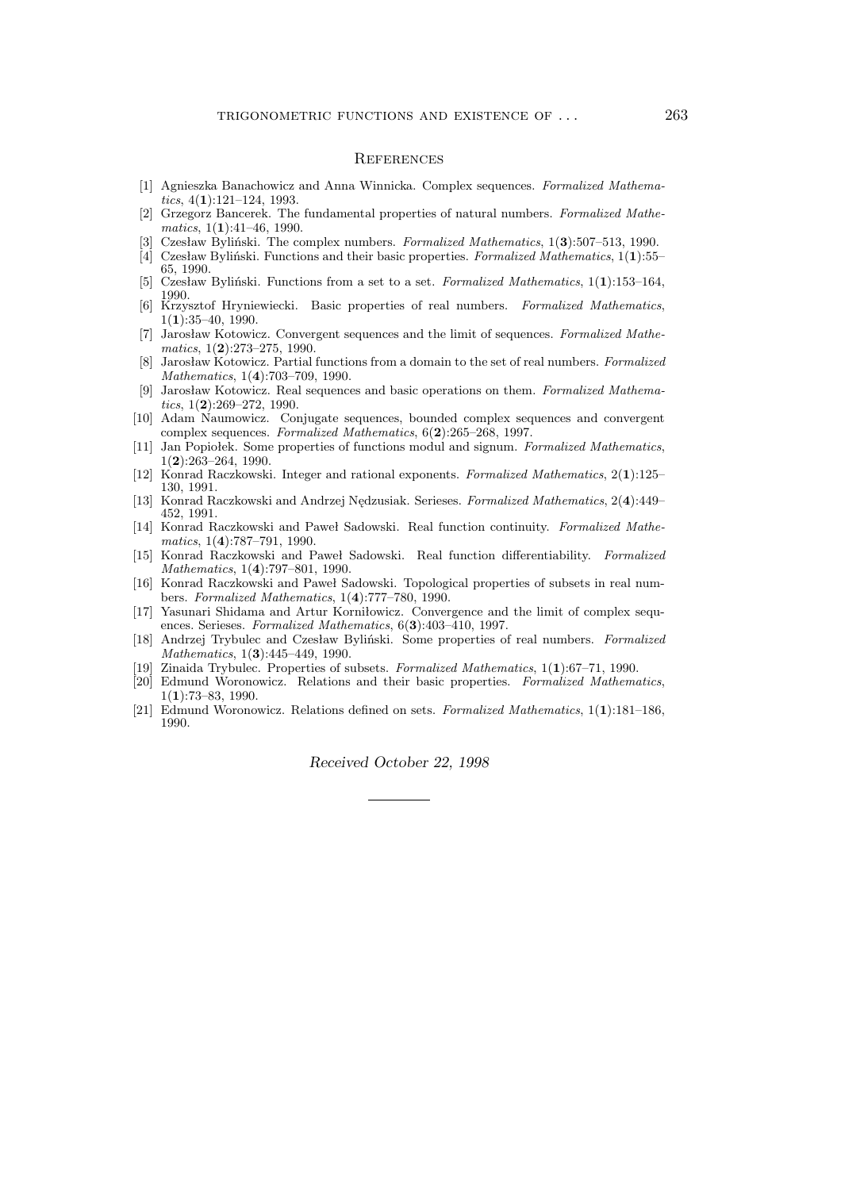## References

[1] Agnieszka Banachowicz and Anna Winnicka. Complex sequences. *Formalized Mathematics*, 4(**1**):121–124, 1993.
[2] Grzegorz Bancerek. The fundamental properties of natural numbers. *Formalized Mathematics*, 1(**1**):41–46, 1990.
[3] Czesław Byliński. The complex numbers. *Formalized Mathematics*, 1(**3**):507–513, 1990.
[4] Czesław Byliński. Functions and their basic properties. *Formalized Mathematics*, 1(**1**):55–65, 1990.
[5] Czesław Byliński. Functions from a set to a set. *Formalized Mathematics*, 1(**1**):153–164, 1990.
[6] Krzysztof Hryniewiecki. Basic properties of real numbers. *Formalized Mathematics*, 1(**1**):35–40, 1990.
[7] Jarosław Kotowicz. Convergent sequences and the limit of sequences. *Formalized Mathematics*, 1(**2**):273–275, 1990.
[8] Jarosław Kotowicz. Partial functions from a domain to the set of real numbers. *Formalized Mathematics*, 1(**4**):703–709, 1990.
[9] Jarosław Kotowicz. Real sequences and basic operations on them. *Formalized Mathematics*, 1(**2**):269–272, 1990.
[10] Adam Naumowicz. Conjugate sequences, bounded complex sequences and convergent complex sequences. *Formalized Mathematics*, 6(**2**):265–268, 1997.
[11] Jan Popiołek. Some properties of functions modul and signum. *Formalized Mathematics*, 1(**2**):263–264, 1990.
[12] Konrad Raczkowski. Integer and rational exponents. *Formalized Mathematics*, 2(**1**):125–130, 1991.
[13] Konrad Raczkowski and Andrzej Nędzusiak. Serieses. *Formalized Mathematics*, 2(**4**):449–452, 1991.
[14] Konrad Raczkowski and Paweł Sadowski. Real function continuity. *Formalized Mathematics*, 1(**4**):787–791, 1990.
[15] Konrad Raczkowski and Paweł Sadowski. Real function differentiability. *Formalized Mathematics*, 1(**4**):797–801, 1990.
[16] Konrad Raczkowski and Paweł Sadowski. Topological properties of subsets in real numbers. *Formalized Mathematics*, 1(**4**):777–780, 1990.
[17] Yasunari Shidama and Artur Korniłowicz. Convergence and the limit of complex sequences. Serieses. *Formalized Mathematics*, 6(**3**):403–410, 1997.
[18] Andrzej Trybulec and Czesław Byliński. Some properties of real numbers. *Formalized Mathematics*, 1(**3**):445–449, 1990.
[19] Zinaida Trybulec. Properties of subsets. *Formalized Mathematics*, 1(**1**):67–71, 1990.
[20] Edmund Woronowicz. Relations and their basic properties. *Formalized Mathematics*, 1(**1**):73–83, 1990.
[21] Edmund Woronowicz. Relations defined on sets. *Formalized Mathematics*, 1(**1**):181–186, 1990.

*Received October 22, 1998*